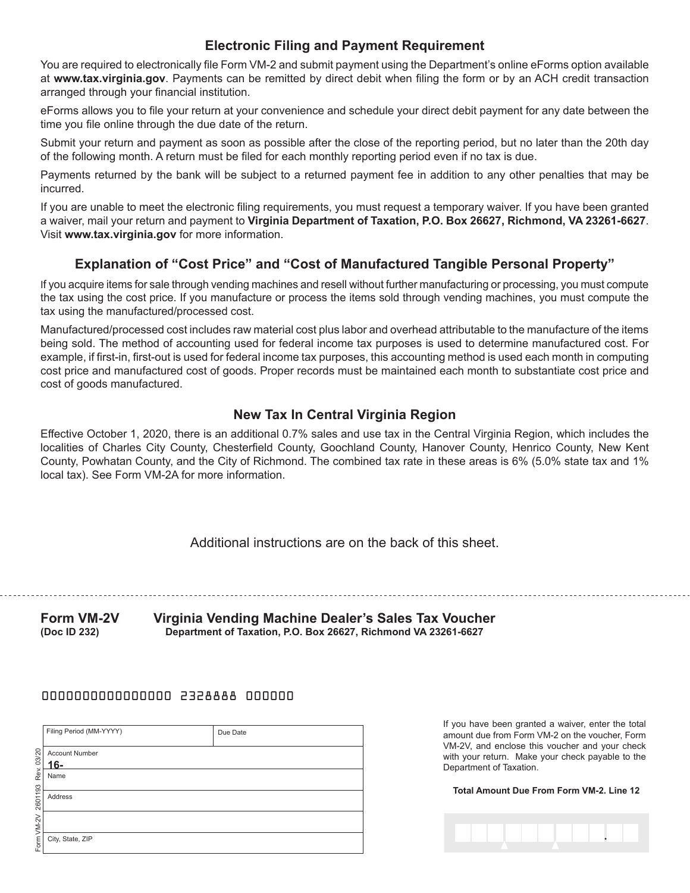## Electronic Filing and Payment Requirement

You are required to electronically file Form VM-2 and submit payment using the Department's online eForms option available at **www.tax.virginia.gov**. Payments can be remitted by direct debit when filing the form or by an ACH credit transaction arranged through your financial institution.

eForms allows you to file your return at your convenience and schedule your direct debit payment for any date between the time you file online through the due date of the return.

Submit your return and payment as soon as possible after the close of the reporting period, but no later than the 20th day of the following month. A return must be filed for each monthly reporting period even if no tax is due.

Payments returned by the bank will be subject to a returned payment fee in addition to any other penalties that may be incurred.

If you are unable to meet the electronic filing requirements, you must request a temporary waiver. If you have been granted a waiver, mail your return and payment to **Virginia Department of Taxation, P.O. Box 26627, Richmond, VA 23261-6627**. Visit **www.tax.virginia.gov** for more information.

## Explanation of "Cost Price" and "Cost of Manufactured Tangible Personal Property"

If you acquire items for sale through vending machines and resell without further manufacturing or processing, you must compute the tax using the cost price. If you manufacture or process the items sold through vending machines, you must compute the tax using the manufactured/processed cost.

Manufactured/processed cost includes raw material cost plus labor and overhead attributable to the manufacture of the items being sold. The method of accounting used for federal income tax purposes is used to determine manufactured cost. For example, if first-in, first-out is used for federal income tax purposes, this accounting method is used each month in computing cost price and manufactured cost of goods. Proper records must be maintained each month to substantiate cost price and cost of goods manufactured.

## New Tax In Central Virginia Region

Effective October 1, 2020, there is an additional 0.7% sales and use tax in the Central Virginia Region, which includes the localities of Charles City County, Chesterfield County, Goochland County, Hanover County, Henrico County, New Kent County, Powhatan County, and the City of Richmond. The combined tax rate in these areas is 6% (5.0% state tax and 1% local tax). See Form VM-2A for more information.

Additional instructions are on the back of this sheet.

---

**Form VM-2V** **Virginia Vending Machine Dealer's Sales Tax Voucher**
**(Doc ID 232)** **Department of Taxation, P.O. Box 26627, Richmond VA 23261-6627**

0000000000000000 2328888 000000

Form VM-2V 2601193 Rev. 03/20

| Filing Period (MM-YYYY) | Due Date |
|---|---|
| Account Number **16-** | |
| Name | |
| Address | |
| | |
| City, State, ZIP | |

If you have been granted a waiver, enter the total amount due from Form VM-2 on the voucher, Form VM-2V, and enclose this voucher and your check with your return. Make your check payable to the Department of Taxation.

**Total Amount Due From Form VM-2. Line 12**

.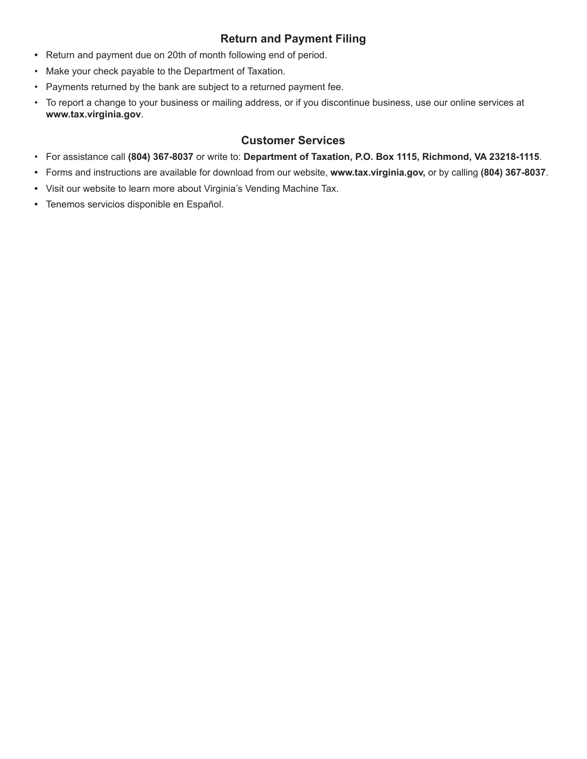## Return and Payment Filing

- Return and payment due on 20th of month following end of period.
- Make your check payable to the Department of Taxation.
- Payments returned by the bank are subject to a returned payment fee.
- To report a change to your business or mailing address, or if you discontinue business, use our online services at **www.tax.virginia.gov**.

## Customer Services

- For assistance call **(804) 367-8037** or write to: **Department of Taxation, P.O. Box 1115, Richmond, VA 23218-1115**.
- Forms and instructions are available for download from our website, **www.tax.virginia.gov,** or by calling **(804) 367-8037**.
- Visit our website to learn more about Virginia's Vending Machine Tax.
- Tenemos servicios disponible en Español.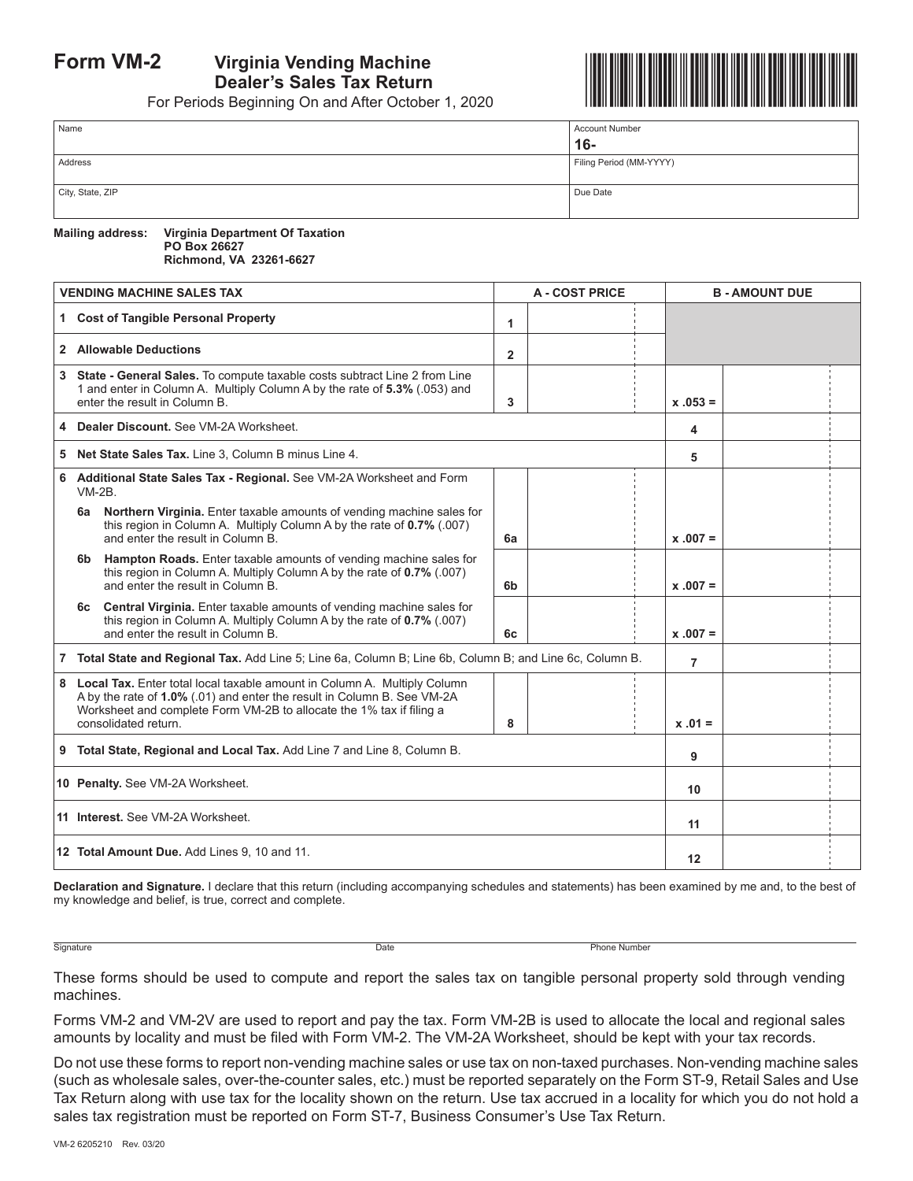# Form VM-2 Virginia Vending Machine Dealer's Sales Tax Return

For Periods Beginning On and After October 1, 2020

| Name | Account Number<br>16- |
|---|---|
| Address | Filing Period (MM-YYYY) |
| City, State, ZIP | Due Date |

**Mailing address:** **Virginia Department Of Taxation**
**PO Box 26627**
**Richmond, VA 23261-6627**

| VENDING MACHINE SALES TAX | | A - COST PRICE | | B - AMOUNT DUE |
|---|---|---|---|---|
| **1 Cost of Tangible Personal Property** | 1 | | | |
| **2 Allowable Deductions** | 2 | | | |
| **3 State - General Sales.** To compute taxable costs subtract Line 2 from Line 1 and enter in Column A. Multiply Column A by the rate of **5.3%** (.053) and enter the result in Column B. | 3 | | x .053 = | |
| **4 Dealer Discount.** See VM-2A Worksheet. | | | 4 | |
| **5 Net State Sales Tax.** Line 3, Column B minus Line 4. | | | 5 | |
| **6 Additional State Sales Tax - Regional.** See VM-2A Worksheet and Form VM-2B. | | | | |
| **6a Northern Virginia.** Enter taxable amounts of vending machine sales for this region in Column A. Multiply Column A by the rate of **0.7%** (.007) and enter the result in Column B. | 6a | | x .007 = | |
| **6b Hampton Roads.** Enter taxable amounts of vending machine sales for this region in Column A. Multiply Column A by the rate of **0.7%** (.007) and enter the result in Column B. | 6b | | x .007 = | |
| **6c Central Virginia.** Enter taxable amounts of vending machine sales for this region in Column A. Multiply Column A by the rate of **0.7%** (.007) and enter the result in Column B. | 6c | | x .007 = | |
| **7 Total State and Regional Tax.** Add Line 5; Line 6a, Column B; Line 6b, Column B; and Line 6c, Column B. | | | 7 | |
| **8 Local Tax.** Enter total local taxable amount in Column A. Multiply Column A by the rate of **1.0%** (.01) and enter the result in Column B. See VM-2A Worksheet and complete Form VM-2B to allocate the 1% tax if filing a consolidated return. | 8 | | x .01 = | |
| **9 Total State, Regional and Local Tax.** Add Line 7 and Line 8, Column B. | | | 9 | |
| **10 Penalty.** See VM-2A Worksheet. | | | 10 | |
| **11 Interest.** See VM-2A Worksheet. | | | 11 | |
| **12 Total Amount Due.** Add Lines 9, 10 and 11. | | | 12 | |

**Declaration and Signature.** I declare that this return (including accompanying schedules and statements) has been examined by me and, to the best of my knowledge and belief, is true, correct and complete.

Signature　　　　Date　　　　Phone Number

These forms should be used to compute and report the sales tax on tangible personal property sold through vending machines.

Forms VM-2 and VM-2V are used to report and pay the tax. Form VM-2B is used to allocate the local and regional sales amounts by locality and must be filed with Form VM-2. The VM-2A Worksheet, should be kept with your tax records.

Do not use these forms to report non-vending machine sales or use tax on non-taxed purchases. Non-vending machine sales (such as wholesale sales, over-the-counter sales, etc.) must be reported separately on the Form ST-9, Retail Sales and Use Tax Return along with use tax for the locality shown on the return. Use tax accrued in a locality for which you do not hold a sales tax registration must be reported on Form ST-7, Business Consumer's Use Tax Return.

VM-2 6205210 Rev. 03/20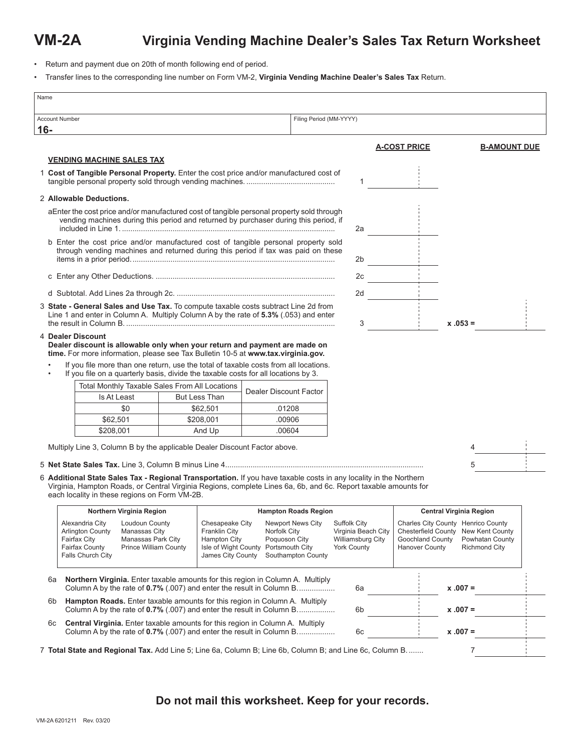# VM-2A Virginia Vending Machine Dealer's Sales Tax Return Worksheet

- Return and payment due on 20th of month following end of period.
- Transfer lines to the corresponding line number on Form VM-2, **Virginia Vending Machine Dealer's Sales Tax** Return.

| Name | |
|---|---|
| Account Number<br>**16-** | Filing Period (MM-YYYY) |

| | | A-COST PRICE | | B-AMOUNT DUE |
|---|---|---|---|---|
| **VENDING MACHINE SALES TAX** | | | | |
| 1 **Cost of Tangible Personal Property.** Enter the cost price and/or manufactured cost of tangible personal property sold through vending machines. | 1 | | | |
| 2 **Allowable Deductions.** | | | | |
| a Enter the cost price and/or manufactured cost of tangible personal property sold through vending machines during this period and returned by purchaser during this period, if included in Line 1. | 2a | | | |
| b Enter the cost price and/or manufactured cost of tangible personal property sold through vending machines and returned during this period if tax was paid on these items in a prior period. | 2b | | | |
| c Enter any Other Deductions. | 2c | | | |
| d Subtotal. Add Lines 2a through 2c. | 2d | | | |
| 3 **State - General Sales and Use Tax.** To compute taxable costs subtract Line 2d from Line 1 and enter in Column A. Multiply Column A by the rate of **5.3%** (.053) and enter the result in Column B. | 3 | | x .053 = | |

4 **Dealer Discount**
**Dealer discount is allowable only when your return and payment are made on time.** For more information, please see Tax Bulletin 10-5 at **www.tax.virginia.gov.**

- If you file more than one return, use the total of taxable costs from all locations.
- If you file on a quarterly basis, divide the taxable costs for all locations by 3.

| Total Monthly Taxable Sales From All Locations | | Dealer Discount Factor |
|---|---|---|
| Is At Least | But Less Than | |
| $0 | $62,501 | .01208 |
| $62,501 | $208,001 | .00906 |
| $208,001 | And Up | .00604 |

Multiply Line 3, Column B by the applicable Dealer Discount Factor above. 4 ______

5 **Net State Sales Tax.** Line 3, Column B minus Line 4. 5 ______

6 **Additional State Sales Tax - Regional Transportation.** If you have taxable costs in any locality in the Northern Virginia, Hampton Roads, or Central Virginia Regions, complete Lines 6a, 6b, and 6c. Report taxable amounts for each locality in these regions on Form VM-2B.

| Northern Virginia Region | | Hampton Roads Region | | | Central Virginia Region | |
|---|---|---|---|---|---|---|
| Alexandria City | Loudoun County | Chesapeake City | Newport News City | Suffolk City | Charles City County | Henrico County |
| Arlington County | Manassas City | Franklin City | Norfolk City | Virginia Beach City | Chesterfield County | New Kent County |
| Fairfax City | Manassas Park City | Hampton City | Poquoson City | Williamsburg City | Goochland County | Powhatan County |
| Fairfax County | Prince William County | Isle of Wight County | Portsmouth City | York County | Hanover County | Richmond City |
| Falls Church City | | James City County | Southampton County | | | |

| | | A | | B |
|---|---|---|---|---|
| 6a **Northern Virginia.** Enter taxable amounts for this region in Column A. Multiply Column A by the rate of **0.7%** (.007) and enter the result in Column B. | 6a | | x .007 = | |
| 6b **Hampton Roads.** Enter taxable amounts for this region in Column A. Multiply Column A by the rate of **0.7%** (.007) and enter the result in Column B. | 6b | | x .007 = | |
| 6c **Central Virginia.** Enter taxable amounts for this region in Column A. Multiply Column A by the rate of **0.7%** (.007) and enter the result in Column B. | 6c | | x .007 = | |

7 **Total State and Regional Tax.** Add Line 5; Line 6a, Column B; Line 6b, Column B; and Line 6c, Column B. 7 ______

**Do not mail this worksheet. Keep for your records.**

VM-2A 6201211 Rev. 03/20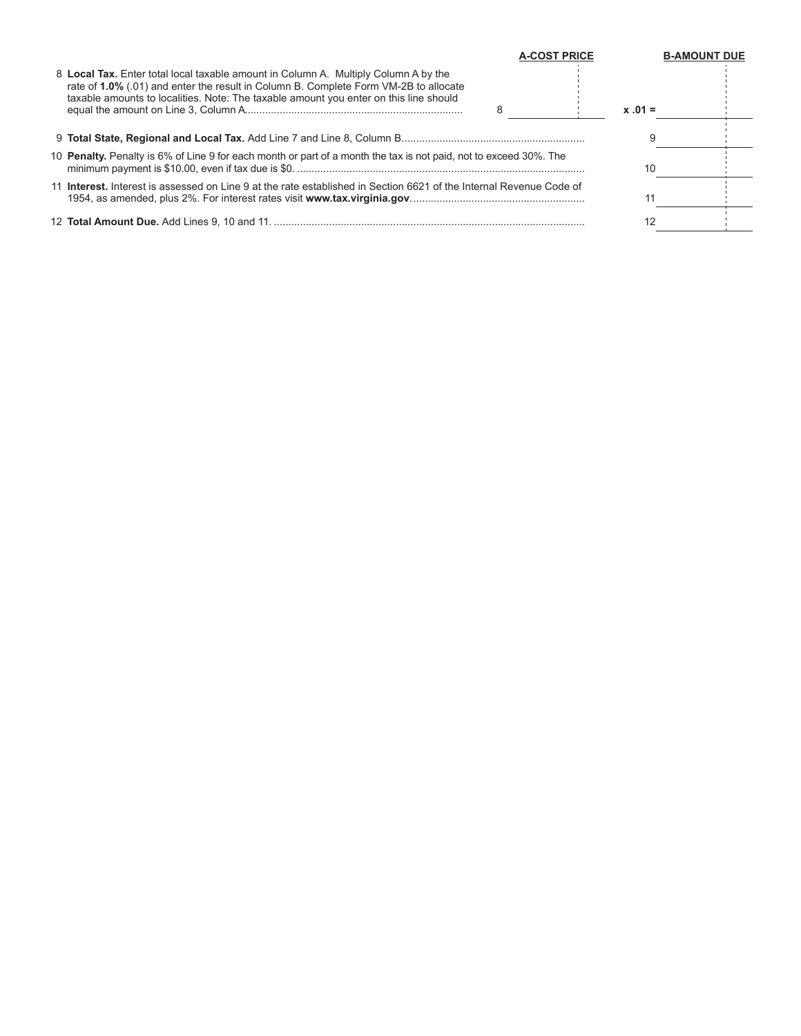| | | A-COST PRICE | | B-AMOUNT DUE |
|---|---|---|---|---|
| 8 **Local Tax.** Enter total local taxable amount in Column A. Multiply Column A by the rate of **1.0%** (.01) and enter the result in Column B. Complete Form VM-2B to allocate taxable amounts to localities. Note: The taxable amount you enter on this line should equal the amount on Line 3, Column A. | 8 | | **x .01 =** | |
| 9 **Total State, Regional and Local Tax.** Add Line 7 and Line 8, Column B. | | | 9 | |
| 10 **Penalty.** Penalty is 6% of Line 9 for each month or part of a month the tax is not paid, not to exceed 30%. The minimum payment is $10.00, even if tax due is $0. | | | 10 | |
| 11 **Interest.** Interest is assessed on Line 9 at the rate established in Section 6621 of the Internal Revenue Code of 1954, as amended, plus 2%. For interest rates visit **www.tax.virginia.gov**. | | | 11 | |
| 12 **Total Amount Due.** Add Lines 9, 10 and 11. | | | 12 | |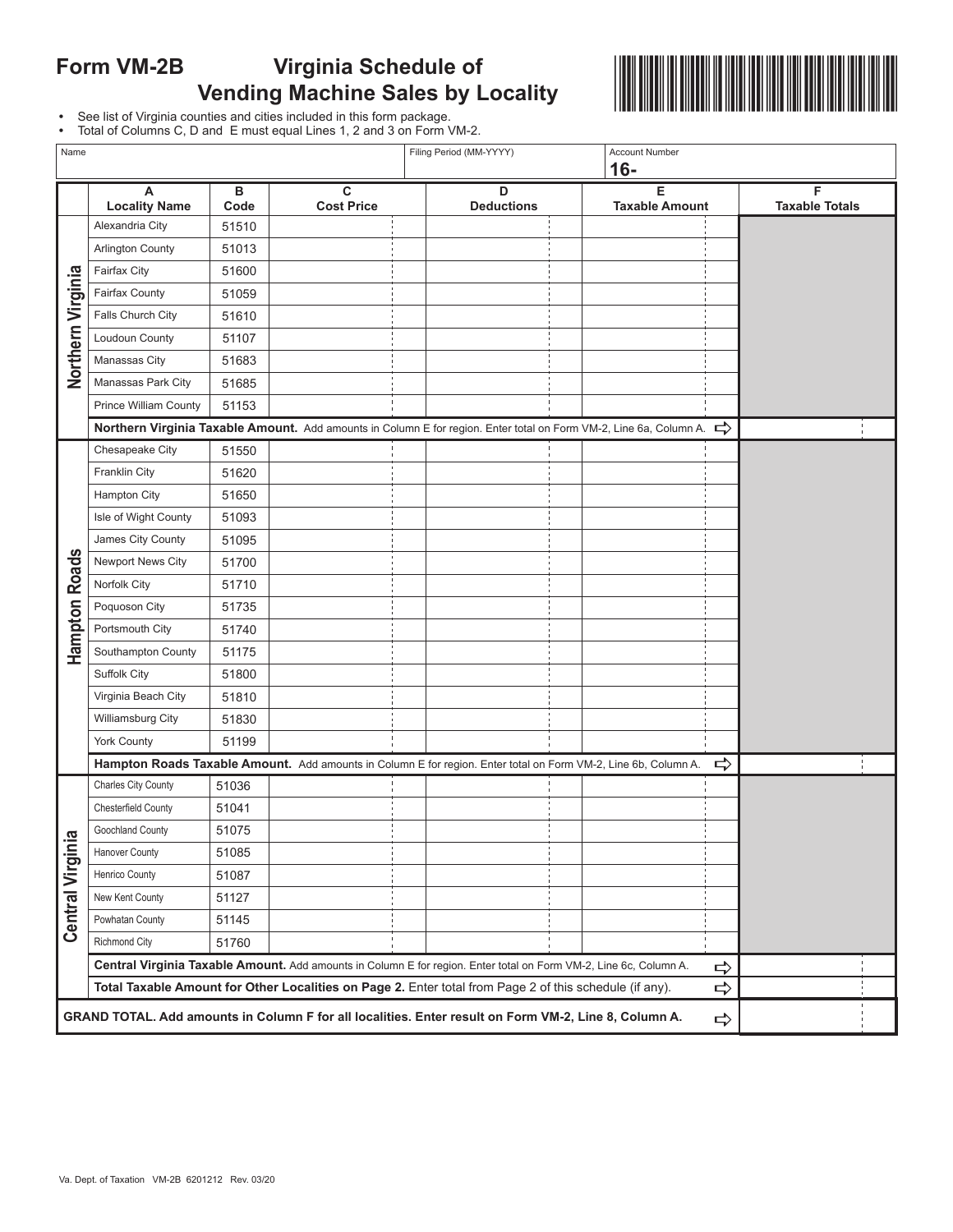# Form VM-2B Virginia Schedule of Vending Machine Sales by Locality

- See list of Virginia counties and cities included in this form package.
- Total of Columns C, D and E must equal Lines 1, 2 and 3 on Form VM-2.

| Name | Filing Period (MM-YYYY) | Account Number |
|---|---|---|
| | | 16- |

| Region | A Locality Name | B Code | C Cost Price | D Deductions | E Taxable Amount | F Taxable Totals |
|---|---|---|---|---|---|---|
| Northern Virginia | Alexandria City | 51510 | | | | |
| | Arlington County | 51013 | | | | |
| | Fairfax City | 51600 | | | | |
| | Fairfax County | 51059 | | | | |
| | Falls Church City | 51610 | | | | |
| | Loudoun County | 51107 | | | | |
| | Manassas City | 51683 | | | | |
| | Manassas Park City | 51685 | | | | |
| | Prince William County | 51153 | | | | |
| | **Northern Virginia Taxable Amount.** Add amounts in Column E for region. Enter total on Form VM-2, Line 6a, Column A. ⇨ | | | | | |
| Hampton Roads | Chesapeake City | 51550 | | | | |
| | Franklin City | 51620 | | | | |
| | Hampton City | 51650 | | | | |
| | Isle of Wight County | 51093 | | | | |
| | James City County | 51095 | | | | |
| | Newport News City | 51700 | | | | |
| | Norfolk City | 51710 | | | | |
| | Poquoson City | 51735 | | | | |
| | Portsmouth City | 51740 | | | | |
| | Southampton County | 51175 | | | | |
| | Suffolk City | 51800 | | | | |
| | Virginia Beach City | 51810 | | | | |
| | Williamsburg City | 51830 | | | | |
| | York County | 51199 | | | | |
| | **Hampton Roads Taxable Amount.** Add amounts in Column E for region. Enter total on Form VM-2, Line 6b, Column A. ⇨ | | | | | |
| Central Virginia | Charles City County | 51036 | | | | |
| | Chesterfield County | 51041 | | | | |
| | Goochland County | 51075 | | | | |
| | Hanover County | 51085 | | | | |
| | Henrico County | 51087 | | | | |
| | New Kent County | 51127 | | | | |
| | Powhatan County | 51145 | | | | |
| | Richmond City | 51760 | | | | |
| | **Central Virginia Taxable Amount.** Add amounts in Column E for region. Enter total on Form VM-2, Line 6c, Column A. ⇨ | | | | | |
| | **Total Taxable Amount for Other Localities on Page 2.** Enter total from Page 2 of this schedule (if any). ⇨ | | | | | |
| **GRAND TOTAL. Add amounts in Column F for all localities. Enter result on Form VM-2, Line 8, Column A.** ⇨ | | | | | | |

Va. Dept. of Taxation VM-2B 6201212 Rev. 03/20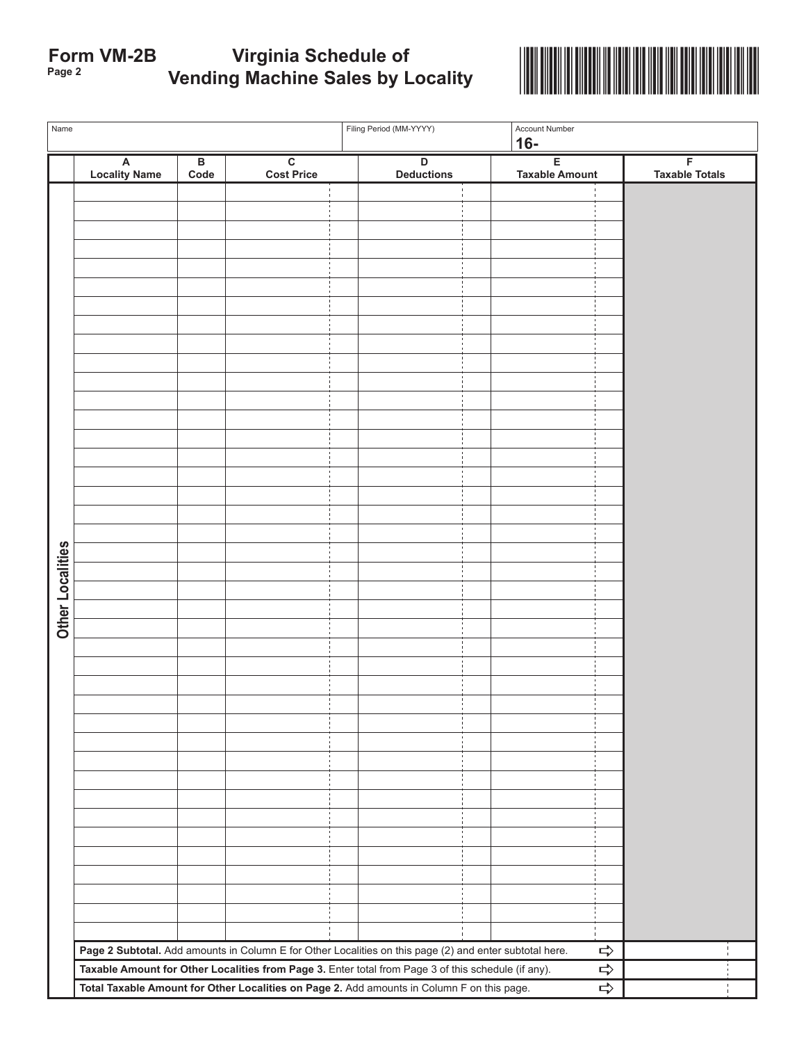# Form VM-2B Virginia Schedule of Vending Machine Sales by Locality

Page 2

| Name | Filing Period (MM-YYYY) | Account Number |
|---|---|---|
| | | 16- |

**Other Localities**

| A<br>Locality Name | B<br>Code | C<br>Cost Price | D<br>Deductions | E<br>Taxable Amount | F<br>Taxable Totals |
|---|---|---|---|---|---|
| | | | | | |
| | | | | | |
| | | | | | |
| | | | | | |
| | | | | | |
| | | | | | |
| | | | | | |
| | | | | | |
| | | | | | |
| | | | | | |
| | | | | | |
| | | | | | |
| | | | | | |
| | | | | | |
| | | | | | |
| | | | | | |
| | | | | | |
| | | | | | |
| | | | | | |
| | | | | | |
| | | | | | |
| | | | | | |
| | | | | | |
| | | | | | |
| | | | | | |
| | | | | | |
| | | | | | |
| | | | | | |
| | | | | | |
| | | | | | |
| | | | | | |
| | | | | | |
| | | | | | |
| | | | | | |
| | | | | | |
| | | | | | |
| | | | | | |
| | | | | | |
| | | | | | |
| | | | | | |
| **Page 2 Subtotal.** Add amounts in Column E for Other Localities on this page (2) and enter subtotal here. ⇨ | | | | | |
| **Taxable Amount for Other Localities from Page 3.** Enter total from Page 3 of this schedule (if any). ⇨ | | | | | |
| **Total Taxable Amount for Other Localities on Page 2.** Add amounts in Column F on this page. ⇨ | | | | | |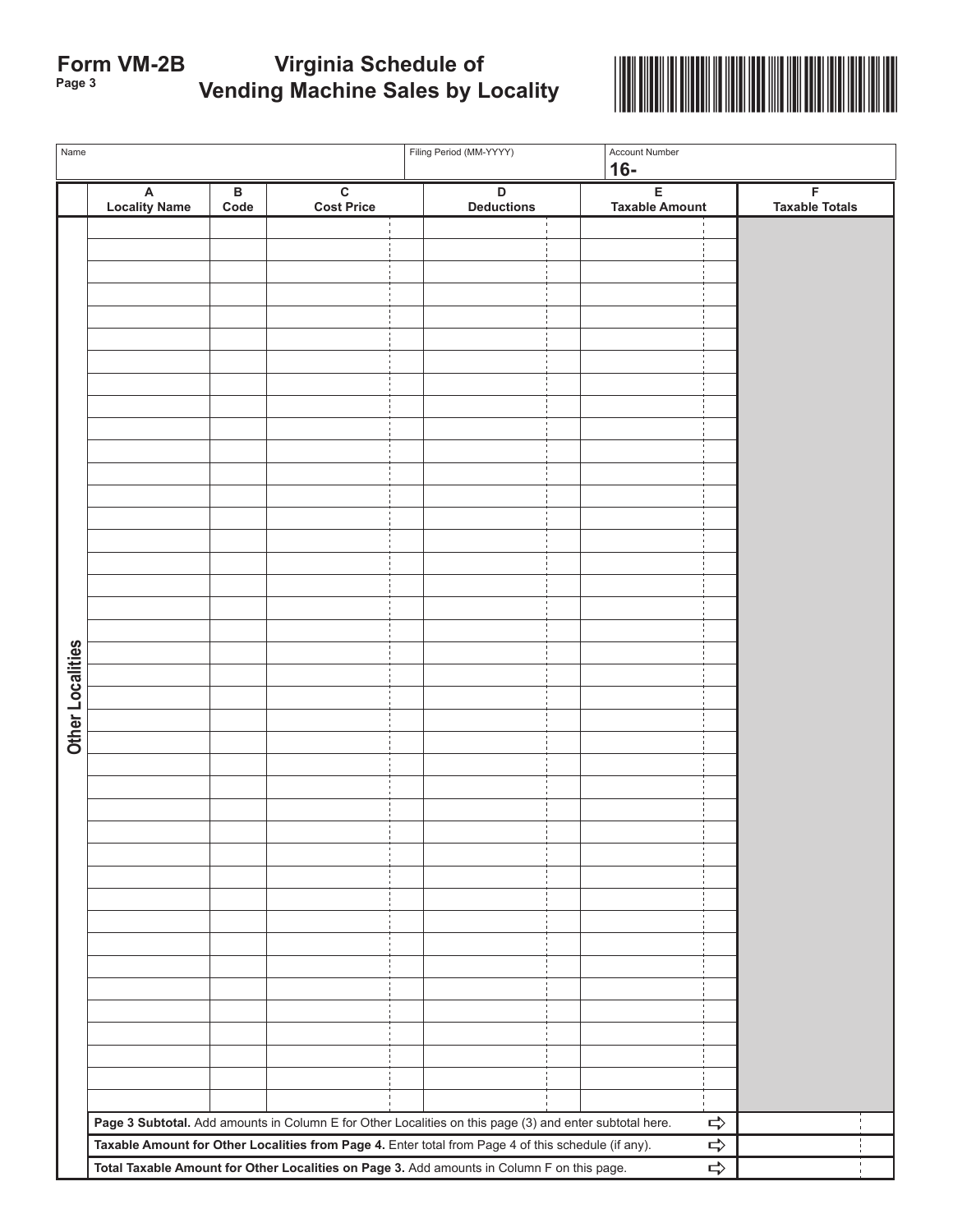# Form VM-2B Virginia Schedule of Vending Machine Sales by Locality

Page 3

| Name | Filing Period (MM-YYYY) | Account Number |
|---|---|---|
| | | 16- |

**Other Localities**

| A<br>Locality Name | B<br>Code | C<br>Cost Price | D<br>Deductions | E<br>Taxable Amount | F<br>Taxable Totals |
|---|---|---|---|---|---|
| | | | | | |
| | | | | | |
| | | | | | |
| | | | | | |
| | | | | | |
| | | | | | |
| | | | | | |
| | | | | | |
| | | | | | |
| | | | | | |
| | | | | | |
| | | | | | |
| | | | | | |
| | | | | | |
| | | | | | |
| | | | | | |
| | | | | | |
| | | | | | |
| | | | | | |
| | | | | | |
| | | | | | |
| | | | | | |
| | | | | | |
| | | | | | |
| | | | | | |
| | | | | | |
| | | | | | |
| | | | | | |
| | | | | | |
| | | | | | |
| | | | | | |
| | | | | | |
| | | | | | |
| | | | | | |
| | | | | | |
| | | | | | |
| | | | | | |
| | | | | | |
| | | | | | |
| | | | | | |

| | |
|---|---|
| **Page 3 Subtotal.** Add amounts in Column E for Other Localities on this page (3) and enter subtotal here. ⇨ | |
| **Taxable Amount for Other Localities from Page 4.** Enter total from Page 4 of this schedule (if any). ⇨ | |
| **Total Taxable Amount for Other Localities on Page 3.** Add amounts in Column F on this page. ⇨ | |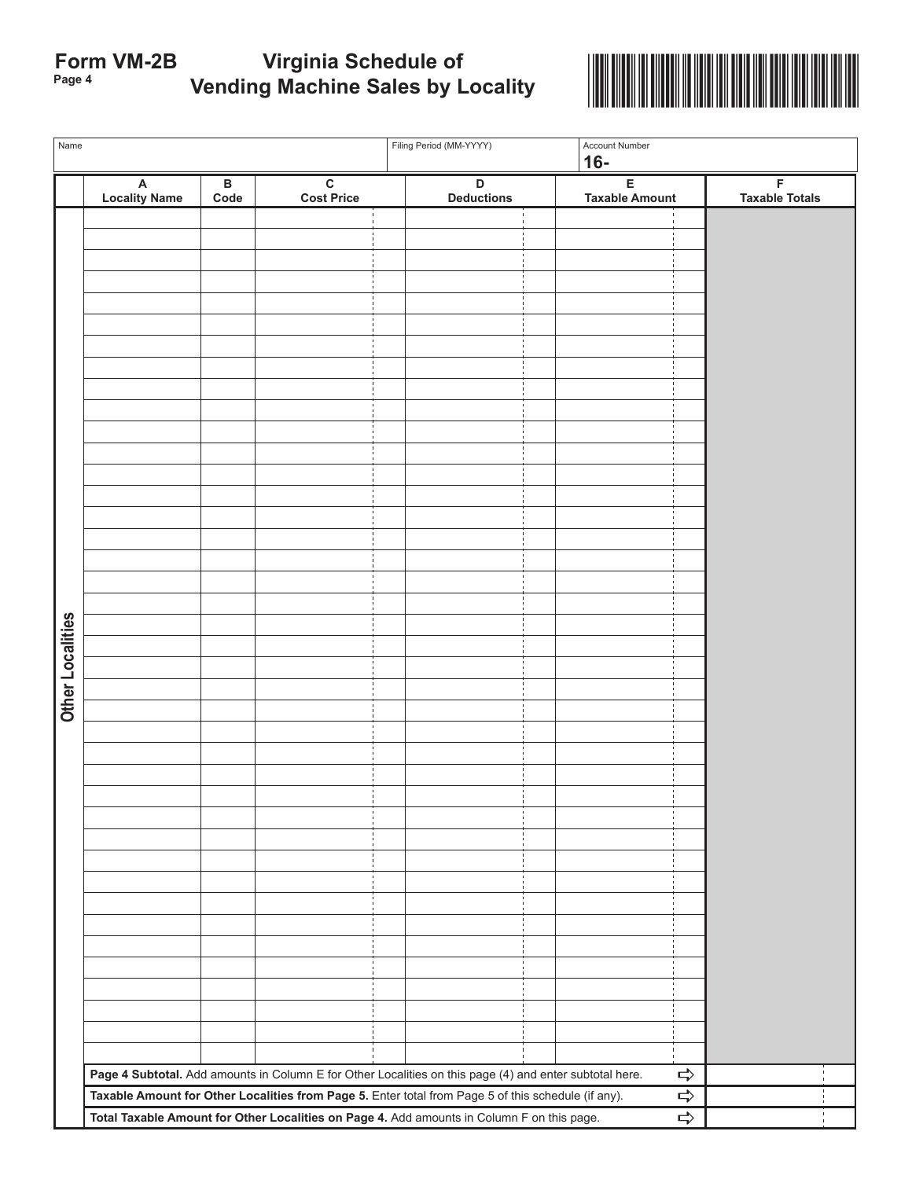# Form VM-2B Virginia Schedule of Vending Machine Sales by Locality

Page 4

| Name | Filing Period (MM-YYYY) | Account Number |
|---|---|---|
| | | 16- |

**Other Localities**

| A Locality Name | B Code | C Cost Price | D Deductions | E Taxable Amount | F Taxable Totals |
|---|---|---|---|---|---|
| | | | | | |
| | | | | | |
| | | | | | |
| | | | | | |
| | | | | | |
| | | | | | |
| | | | | | |
| | | | | | |
| | | | | | |
| | | | | | |
| | | | | | |
| | | | | | |
| | | | | | |
| | | | | | |
| | | | | | |
| | | | | | |
| | | | | | |
| | | | | | |
| | | | | | |
| | | | | | |
| | | | | | |
| | | | | | |
| | | | | | |
| | | | | | |
| | | | | | |
| | | | | | |
| | | | | | |
| | | | | | |
| | | | | | |
| | | | | | |
| | | | | | |
| | | | | | |
| | | | | | |
| | | | | | |
| | | | | | |
| | | | | | |
| | | | | | |
| | | | | | |
| | | | | | |
| | | | | | |

| | |
|---|---|
| **Page 4 Subtotal.** Add amounts in Column E for Other Localities on this page (4) and enter subtotal here. ⇨ | |
| **Taxable Amount for Other Localities from Page 5.** Enter total from Page 5 of this schedule (if any). ⇨ | |
| **Total Taxable Amount for Other Localities on Page 4.** Add amounts in Column F on this page. ⇨ | |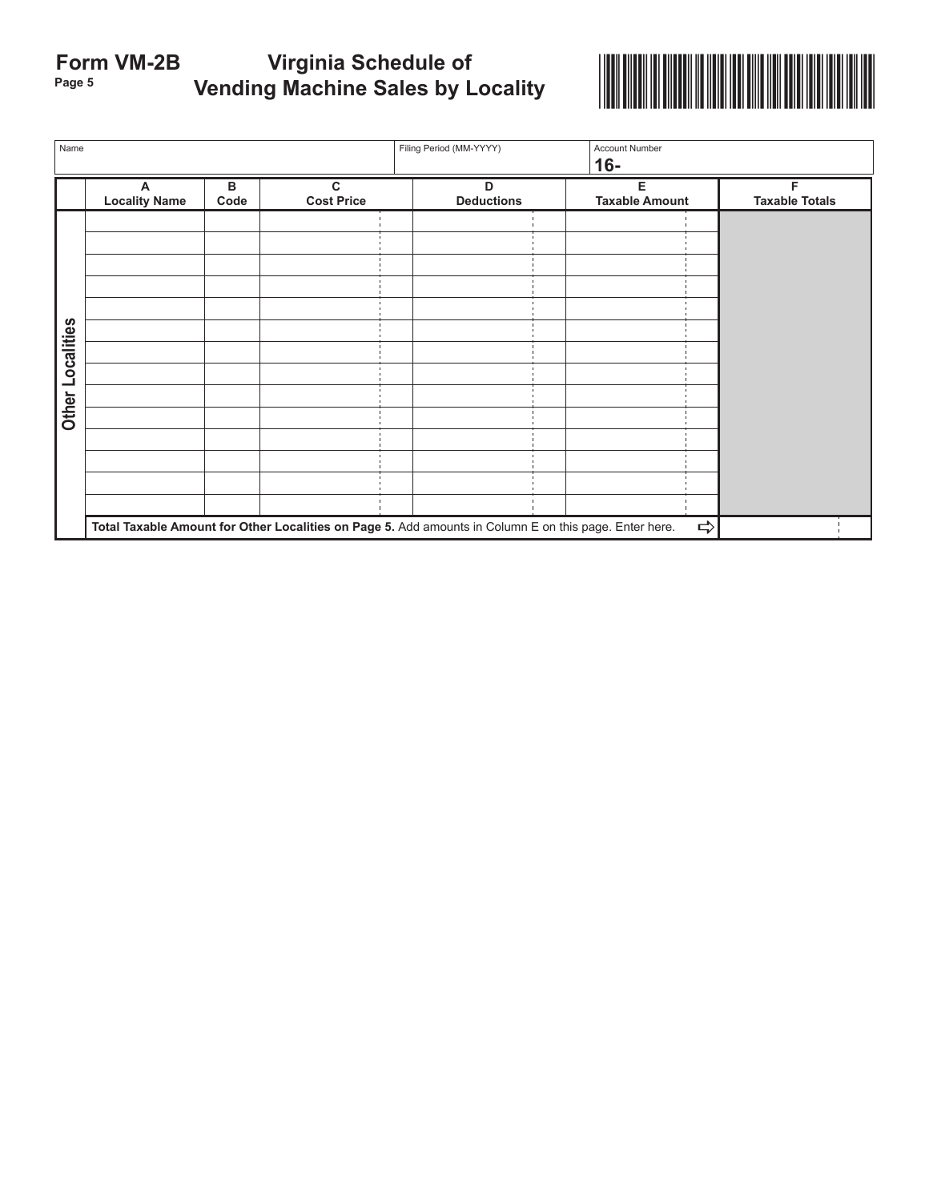# Form VM-2B Virginia Schedule of Vending Machine Sales by Locality

Page 5

| Name | Filing Period (MM-YYYY) | Account Number |
|---|---|---|
| | | 16- |

| | A<br>Locality Name | B<br>Code | C<br>Cost Price | D<br>Deductions | E<br>Taxable Amount | F<br>Taxable Totals |
|---|---|---|---|---|---|---|
| Other Localities | | | | | | |
| | | | | | | |
| | | | | | | |
| | | | | | | |
| | | | | | | |
| | | | | | | |
| | | | | | | |
| | | | | | | |
| | | | | | | |
| | | | | | | |
| | | | | | | |
| | | | | | | |
| | | | | | | |
| | | | | | | |
| | **Total Taxable Amount for Other Localities on Page 5.** Add amounts in Column E on this page. Enter here. ⇨ | | | | | |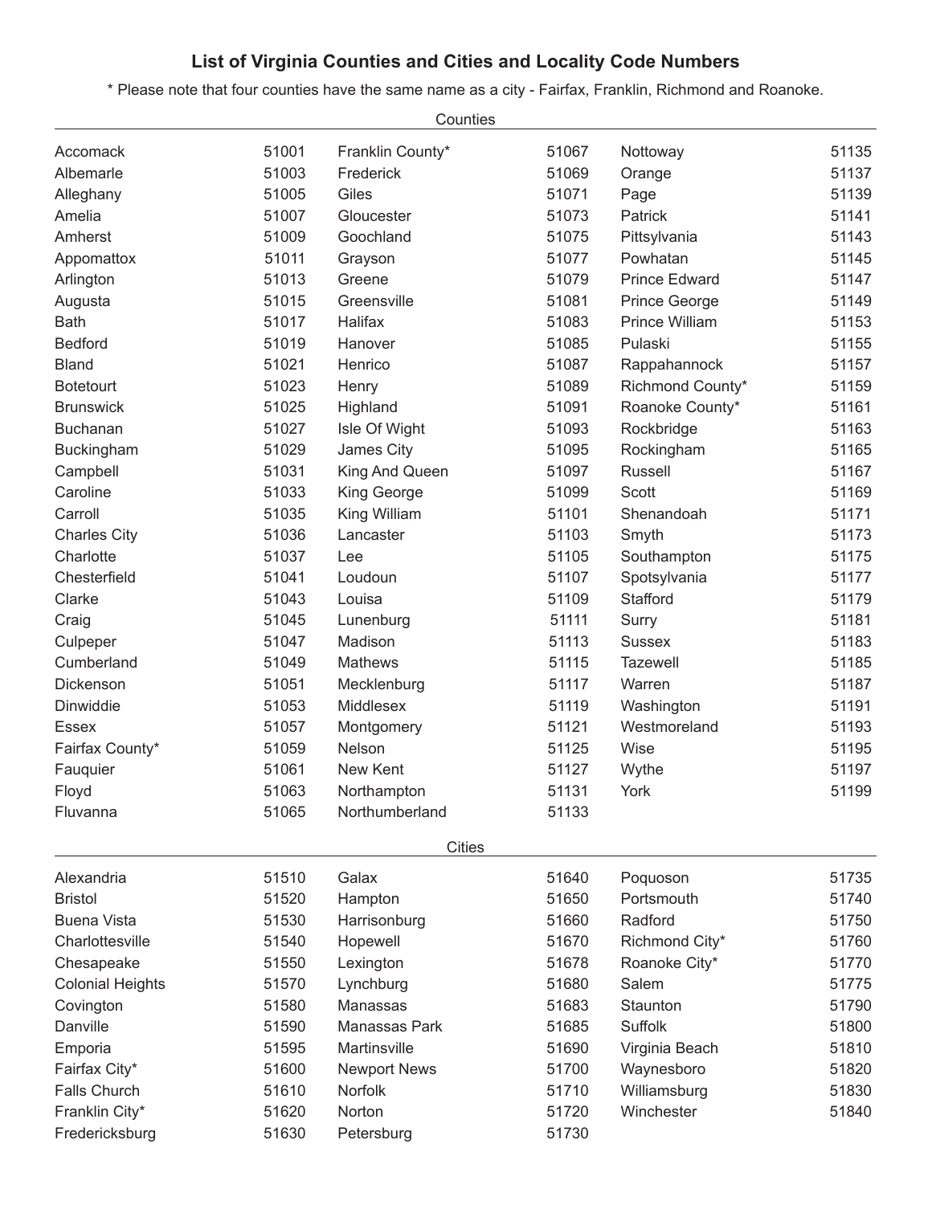## List of Virginia Counties and Cities and Locality Code Numbers

\* Please note that four counties have the same name as a city - Fairfax, Franklin, Richmond and Roanoke.

### Counties

| | | | | | |
|---|---|---|---|---|---|
| Accomack | 51001 | Franklin County* | 51067 | Nottoway | 51135 |
| Albemarle | 51003 | Frederick | 51069 | Orange | 51137 |
| Alleghany | 51005 | Giles | 51071 | Page | 51139 |
| Amelia | 51007 | Gloucester | 51073 | Patrick | 51141 |
| Amherst | 51009 | Goochland | 51075 | Pittsylvania | 51143 |
| Appomattox | 51011 | Grayson | 51077 | Powhatan | 51145 |
| Arlington | 51013 | Greene | 51079 | Prince Edward | 51147 |
| Augusta | 51015 | Greensville | 51081 | Prince George | 51149 |
| Bath | 51017 | Halifax | 51083 | Prince William | 51153 |
| Bedford | 51019 | Hanover | 51085 | Pulaski | 51155 |
| Bland | 51021 | Henrico | 51087 | Rappahannock | 51157 |
| Botetourt | 51023 | Henry | 51089 | Richmond County* | 51159 |
| Brunswick | 51025 | Highland | 51091 | Roanoke County* | 51161 |
| Buchanan | 51027 | Isle Of Wight | 51093 | Rockbridge | 51163 |
| Buckingham | 51029 | James City | 51095 | Rockingham | 51165 |
| Campbell | 51031 | King And Queen | 51097 | Russell | 51167 |
| Caroline | 51033 | King George | 51099 | Scott | 51169 |
| Carroll | 51035 | King William | 51101 | Shenandoah | 51171 |
| Charles City | 51036 | Lancaster | 51103 | Smyth | 51173 |
| Charlotte | 51037 | Lee | 51105 | Southampton | 51175 |
| Chesterfield | 51041 | Loudoun | 51107 | Spotsylvania | 51177 |
| Clarke | 51043 | Louisa | 51109 | Stafford | 51179 |
| Craig | 51045 | Lunenburg | 51111 | Surry | 51181 |
| Culpeper | 51047 | Madison | 51113 | Sussex | 51183 |
| Cumberland | 51049 | Mathews | 51115 | Tazewell | 51185 |
| Dickenson | 51051 | Mecklenburg | 51117 | Warren | 51187 |
| Dinwiddie | 51053 | Middlesex | 51119 | Washington | 51191 |
| Essex | 51057 | Montgomery | 51121 | Westmoreland | 51193 |
| Fairfax County* | 51059 | Nelson | 51125 | Wise | 51195 |
| Fauquier | 51061 | New Kent | 51127 | Wythe | 51197 |
| Floyd | 51063 | Northampton | 51131 | York | 51199 |
| Fluvanna | 51065 | Northumberland | 51133 | | |

### Cities

| | | | | | |
|---|---|---|---|---|---|
| Alexandria | 51510 | Galax | 51640 | Poquoson | 51735 |
| Bristol | 51520 | Hampton | 51650 | Portsmouth | 51740 |
| Buena Vista | 51530 | Harrisonburg | 51660 | Radford | 51750 |
| Charlottesville | 51540 | Hopewell | 51670 | Richmond City* | 51760 |
| Chesapeake | 51550 | Lexington | 51678 | Roanoke City* | 51770 |
| Colonial Heights | 51570 | Lynchburg | 51680 | Salem | 51775 |
| Covington | 51580 | Manassas | 51683 | Staunton | 51790 |
| Danville | 51590 | Manassas Park | 51685 | Suffolk | 51800 |
| Emporia | 51595 | Martinsville | 51690 | Virginia Beach | 51810 |
| Fairfax City* | 51600 | Newport News | 51700 | Waynesboro | 51820 |
| Falls Church | 51610 | Norfolk | 51710 | Williamsburg | 51830 |
| Franklin City* | 51620 | Norton | 51720 | Winchester | 51840 |
| Fredericksburg | 51630 | Petersburg | 51730 | | |